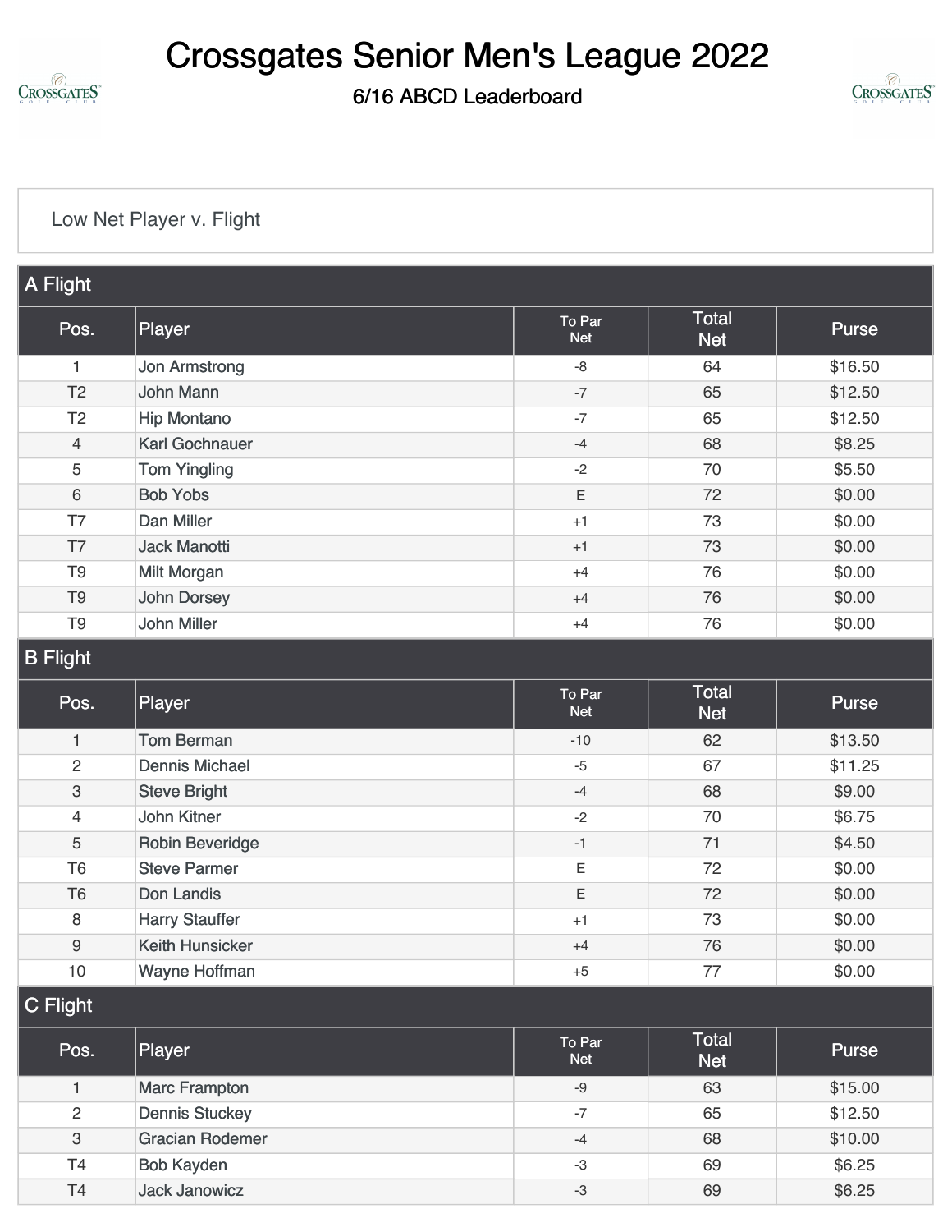# Crossgates Senior Men's League 2022

## 6/16 ABCD Leaderboard

Low Net Player v. Flight

### A Flight

| Pos. | Player | To Par Net | Total Net | Purse |
|---|---|---|---|---|
| 1 | Jon Armstrong | -8 | 64 | $16.50 |
| T2 | John Mann | -7 | 65 | $12.50 |
| T2 | Hip Montano | -7 | 65 | $12.50 |
| 4 | Karl Gochnauer | -4 | 68 | $8.25 |
| 5 | Tom Yingling | -2 | 70 | $5.50 |
| 6 | Bob Yobs | E | 72 | $0.00 |
| T7 | Dan Miller | +1 | 73 | $0.00 |
| T7 | Jack Manotti | +1 | 73 | $0.00 |
| T9 | Milt Morgan | +4 | 76 | $0.00 |
| T9 | John Dorsey | +4 | 76 | $0.00 |
| T9 | John Miller | +4 | 76 | $0.00 |

### B Flight

| Pos. | Player | To Par Net | Total Net | Purse |
|---|---|---|---|---|
| 1 | Tom Berman | -10 | 62 | $13.50 |
| 2 | Dennis Michael | -5 | 67 | $11.25 |
| 3 | Steve Bright | -4 | 68 | $9.00 |
| 4 | John Kitner | -2 | 70 | $6.75 |
| 5 | Robin Beveridge | -1 | 71 | $4.50 |
| T6 | Steve Parmer | E | 72 | $0.00 |
| T6 | Don Landis | E | 72 | $0.00 |
| 8 | Harry Stauffer | +1 | 73 | $0.00 |
| 9 | Keith Hunsicker | +4 | 76 | $0.00 |
| 10 | Wayne Hoffman | +5 | 77 | $0.00 |

### C Flight

| Pos. | Player | To Par Net | Total Net | Purse |
|---|---|---|---|---|
| 1 | Marc Frampton | -9 | 63 | $15.00 |
| 2 | Dennis Stuckey | -7 | 65 | $12.50 |
| 3 | Gracian Rodemer | -4 | 68 | $10.00 |
| T4 | Bob Kayden | -3 | 69 | $6.25 |
| T4 | Jack Janowicz | -3 | 69 | $6.25 |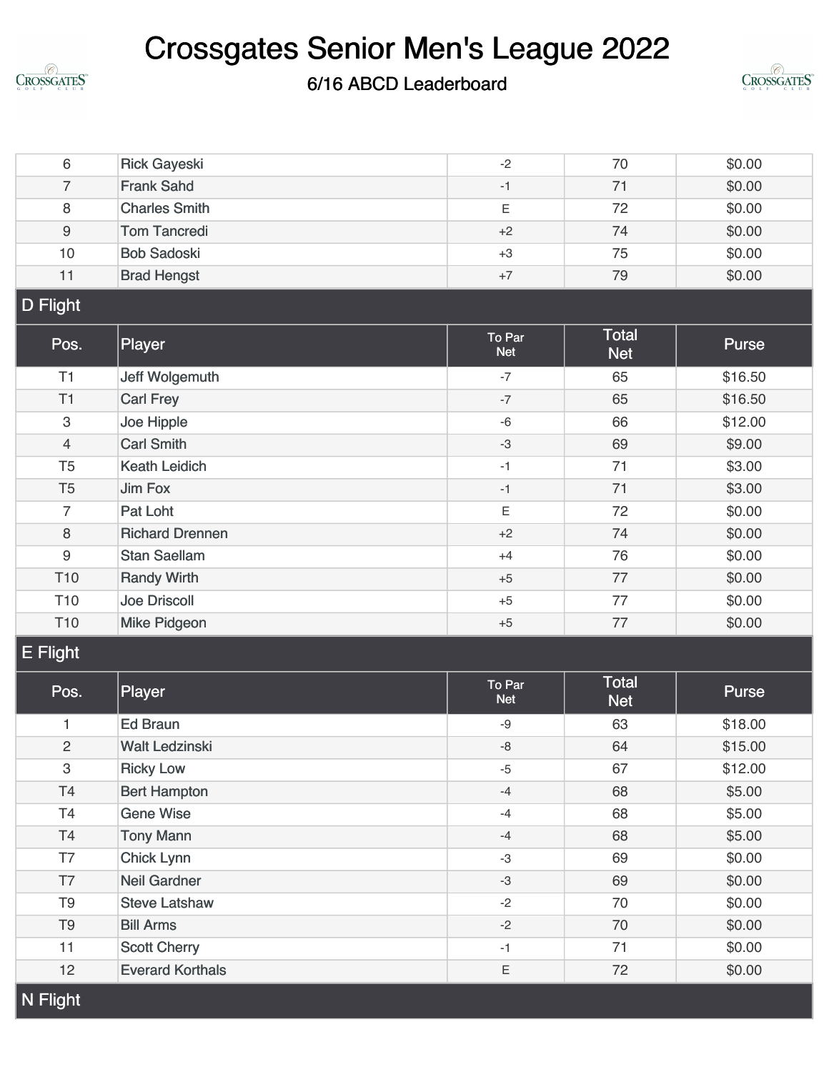# Crossgates Senior Men's League 2022

## 6/16 ABCD Leaderboard

| Pos. | Player | To Par Net | Total Net | Purse |
|---|---|---|---|---|
| 6 | Rick Gayeski | -2 | 70 | $0.00 |
| 7 | Frank Sahd | -1 | 71 | $0.00 |
| 8 | Charles Smith | E | 72 | $0.00 |
| 9 | Tom Tancredi | +2 | 74 | $0.00 |
| 10 | Bob Sadoski | +3 | 75 | $0.00 |
| 11 | Brad Hengst | +7 | 79 | $0.00 |

### D Flight

| Pos. | Player | To Par Net | Total Net | Purse |
|---|---|---|---|---|
| T1 | Jeff Wolgemuth | -7 | 65 | $16.50 |
| T1 | Carl Frey | -7 | 65 | $16.50 |
| 3 | Joe Hipple | -6 | 66 | $12.00 |
| 4 | Carl Smith | -3 | 69 | $9.00 |
| T5 | Keath Leidich | -1 | 71 | $3.00 |
| T5 | Jim Fox | -1 | 71 | $3.00 |
| 7 | Pat Loht | E | 72 | $0.00 |
| 8 | Richard Drennen | +2 | 74 | $0.00 |
| 9 | Stan Saellam | +4 | 76 | $0.00 |
| T10 | Randy Wirth | +5 | 77 | $0.00 |
| T10 | Joe Driscoll | +5 | 77 | $0.00 |
| T10 | Mike Pidgeon | +5 | 77 | $0.00 |

### E Flight

| Pos. | Player | To Par Net | Total Net | Purse |
|---|---|---|---|---|
| 1 | Ed Braun | -9 | 63 | $18.00 |
| 2 | Walt Ledzinski | -8 | 64 | $15.00 |
| 3 | Ricky Low | -5 | 67 | $12.00 |
| T4 | Bert Hampton | -4 | 68 | $5.00 |
| T4 | Gene Wise | -4 | 68 | $5.00 |
| T4 | Tony Mann | -4 | 68 | $5.00 |
| T7 | Chick Lynn | -3 | 69 | $0.00 |
| T7 | Neil Gardner | -3 | 69 | $0.00 |
| T9 | Steve Latshaw | -2 | 70 | $0.00 |
| T9 | Bill Arms | -2 | 70 | $0.00 |
| 11 | Scott Cherry | -1 | 71 | $0.00 |
| 12 | Everard Korthals | E | 72 | $0.00 |

### N Flight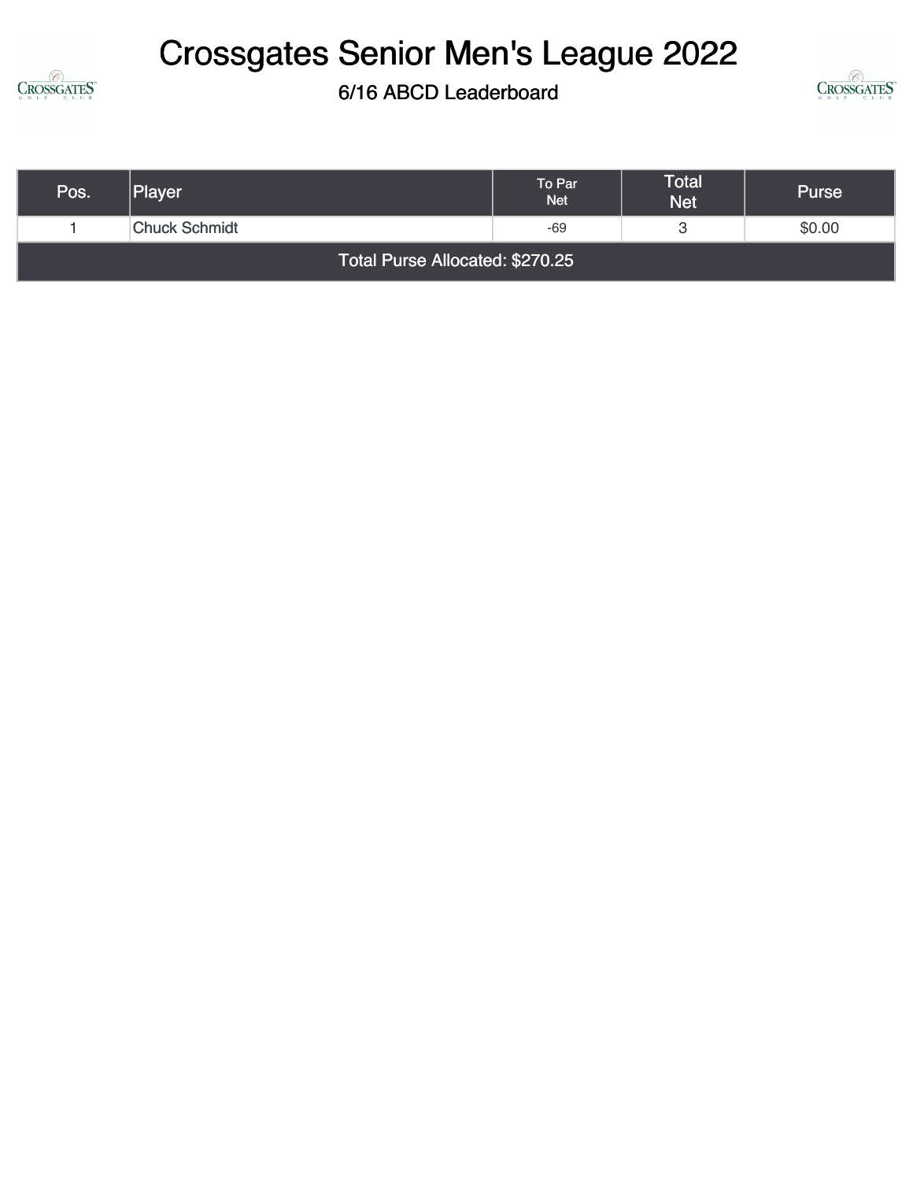# Crossgates Senior Men's League 2022

## 6/16 ABCD Leaderboard

| Pos. | Player | To Par Net | Total Net | Purse |
|---|---|---|---|---|
| 1 | Chuck Schmidt | -69 | 3 | $0.00 |
| Total Purse Allocated: $270.25 | | | | |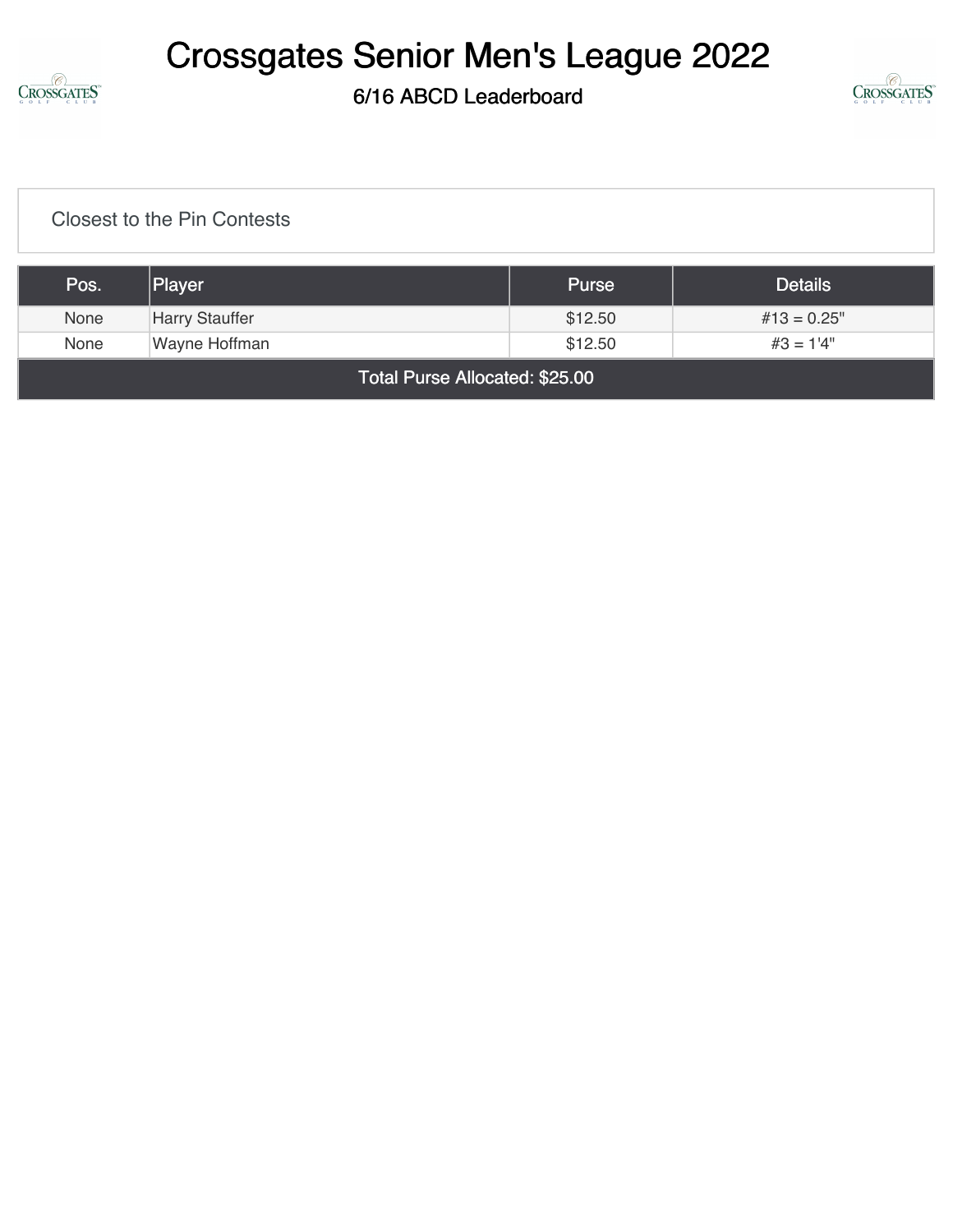# Crossgates Senior Men's League 2022

## 6/16 ABCD Leaderboard

Closest to the Pin Contests

| Pos. | Player | Purse | Details |
|---|---|---|---|
| None | Harry Stauffer | $12.50 | #13 = 0.25" |
| None | Wayne Hoffman | $12.50 | #3 = 1'4" |
| Total Purse Allocated: $25.00 | | | |